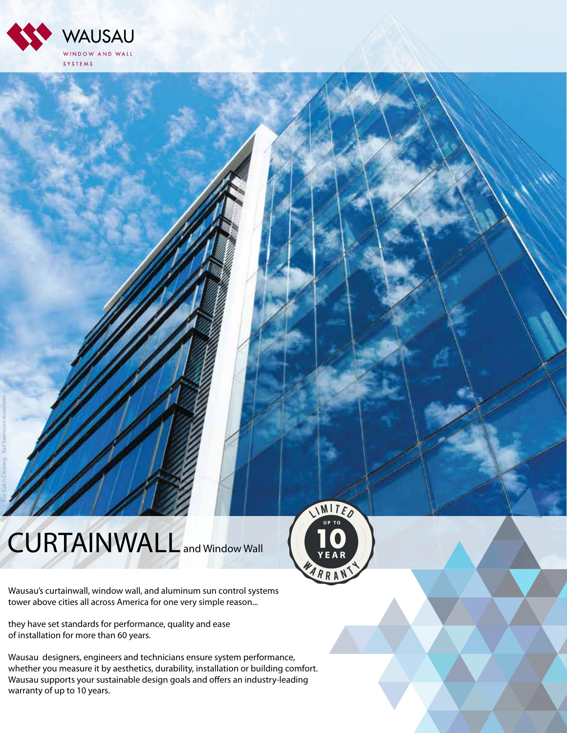WAUSAU

WINDOW AND WALL SYSTEMS

EsSa Gulch Crossing · Earl Swensson Associates

# CURTAINWALL and Window Wall

LIMITED UP TO 10 YEAR WARRANTY

Wausau's curtainwall, window wall, and aluminum sun control systems tower above cities all across America for one very simple reason...

they have set standards for performance, quality and ease of installation for more than 60 years.

Wausau designers, engineers and technicians ensure system performance, whether you measure it by aesthetics, durability, installation or building comfort. Wausau supports your sustainable design goals and offers an industry-leading warranty of up to 10 years.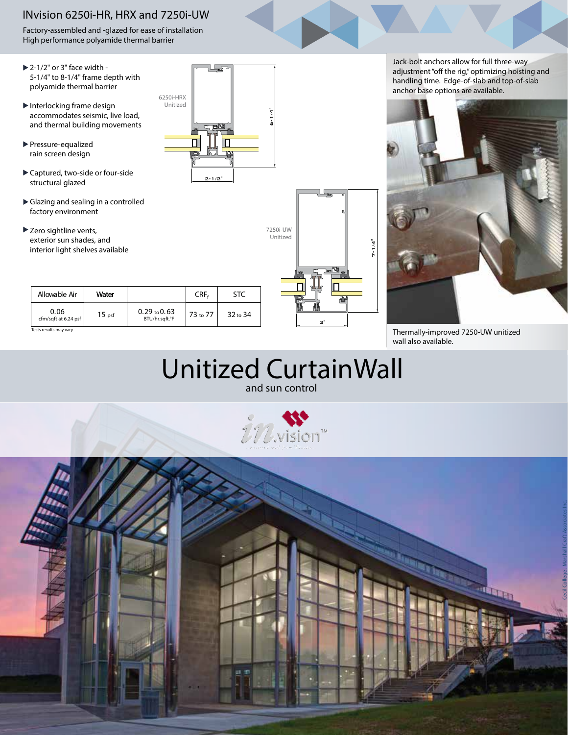# INvision 6250i-HR, HRX and 7250i-UW

Factory-assembled and -glazed for ease of installation
High performance polyamide thermal barrier

- 2-1/2" or 3" face width - 5-1/4" to 8-1/4" frame depth with polyamide thermal barrier
- Interlocking frame design accommodates seismic, live load, and thermal building movements
- Pressure-equalized rain screen design
- Captured, two-side or four-side structural glazed
- Glazing and sealing in a controlled factory environment
- Zero sightline vents, exterior sun shades, and interior light shelves available

6250i-HRX Unitized

6-1/4"

2-1/2"

7250i-UW Unitized

7-1/4"

3"

| Allowable Air | Water | | $CRF_f$ | STC |
|---|---|---|---|---|
| 0.06 cfm/sqft at 6.24 psf | 15 psf | 0.29 to 0.63 BTU/hr.sqft.°F | 73 to 77 | 32 to 34 |

Tests results may vary

Jack-bolt anchors allow for full three-way adjustment "off the rig," optimizing hoisting and handling time. Edge-of-slab and top-of-slab anchor base options are available.

Thermally-improved 7250-UW unitized wall also available.

# Unitized CurtainWall

and sun control

Cecil College, Marshall Craft Associates Inc.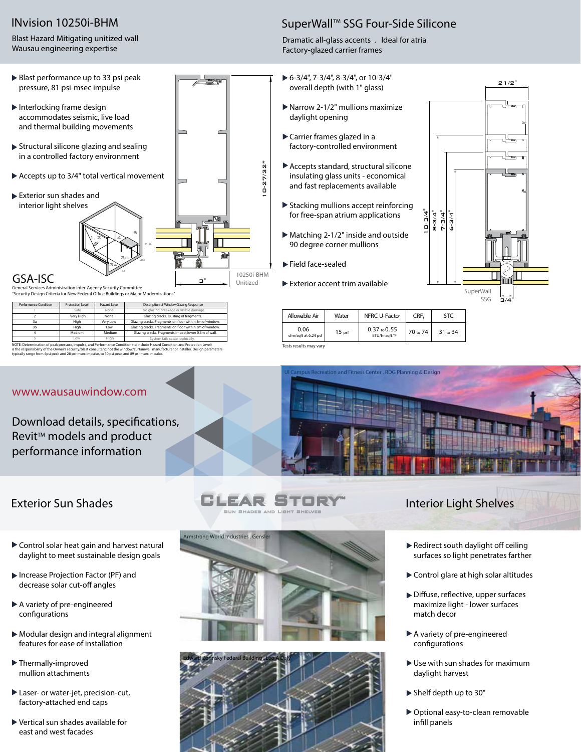## INvision 10250i-BHM

Blast Hazard Mitigating unitized wall
Wausau engineering expertise

- Blast performance up to 33 psi peak pressure, 81 psi-msec impulse
- Interlocking frame design accommodates seismic, live load and thermal building movements
- Structural silicone glazing and sealing in a controlled factory environment
- Accepts up to 3/4" total vertical movement
- Exterior sun shades and interior light shelves

10-27/32"

3"

10250i-BHM
Unitized

### GSA-ISC

General Services Administration Inter-Agency Security Committee
"Security Design Criteria for New Federal Office Buildings or Major Modernizations"

| Performance Condition | Protection Level | Hazard Level | Description of Window Glazing Response |
|---|---|---|---|
| 1 | Safe | None | No glazing breakage or visible damage. |
| 2 | Very High | None | Glazing cracks. Dusting of fragments. |
| 3a | High | Very Low | Glazing cracks. Fragments on floor within 1m of window. |
| 3b | High | Low | Glazing cracks. Fragments on floor within 3m of window. |
| 4 | Medium | Medium | Glazing cracks. Fragments impact lower 0.6m of wall. |
| 5 | Low | High | System fails catastrophically. |

NOTE: Determination of peak pressure, impulse, and Performance Condition (to include Hazard Condition and Protection Level) is the responsibility of the Owner's security/blast consultant; not the window/curtainwall manufacturer or installer. Design parameters typically range from 4psi peak and 28 psi-msec impulse, to 10 psi peak and 89 psi-msec impulse.

## SuperWall™ SSG Four-Side Silicone

Dramatic all-glass accents . Ideal for atria
Factory-glazed carrier frames

- 6-3/4", 7-3/4", 8-3/4", or 10-3/4" overall depth (with 1" glass)
- Narrow 2-1/2" mullions maximize daylight opening
- Carrier frames glazed in a factory-controlled environment
- Accepts standard, structural silicone insulating glass units - economical and fast replacements available
- Stacking mullions accept reinforcing for free-span atrium applications
- Matching 2-1/2" inside and outside 90 degree corner mullions
- Field face-sealed
- Exterior accent trim available

2 1/2"

10-3/4" 8-3/4" 7-3/4" 6-3/4"

SuperWall SSG 3/4"

| Allowable Air | Water | NFRC U-Factor | $CRF_f$ | STC |
|---|---|---|---|---|
| 0.06 cfm/sqft at 6.24 psf | 15 psf | 0.37 to 0.55 BTU/hr.sqft.°F | 70 to 74 | 31 to 34 |

Tests results may vary

www.wausauwindow.com

Download details, specifications, Revit™ models and product performance information

UI Campus Recreation and Fitness Center . RDG Planning & Design

## Exterior Sun Shades

CLEAR STORY™
SUN SHADES AND LIGHT SHELVES

- Control solar heat gain and harvest natural daylight to meet sustainable design goals
- Increase Projection Factor (PF) and decrease solar cut-off angles
- A variety of pre-engineered configurations
- Modular design and integral alignment features for ease of installation
- Thermally-improved mullion attachments
- Laser- or water-jet, precision-cut, factory-attached end caps
- Vertical sun shades available for east and west facades

Armstrong World Industries . Gensler

Edward Zorinsky Federal Building . Leo A Daly

## Interior Light Shelves

- Redirect south daylight off ceiling surfaces so light penetrates farther
- Control glare at high solar altitudes
- Diffuse, reflective, upper surfaces maximize light - lower surfaces match decor
- A variety of pre-engineered configurations
- Use with sun shades for maximum daylight harvest
- Shelf depth up to 30"
- Optional easy-to-clean removable infill panels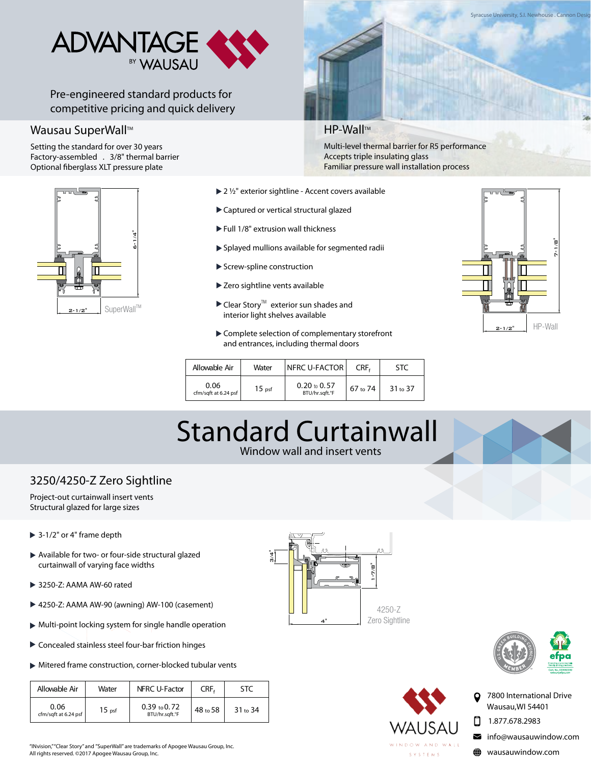# ADVANTAGE BY WAUSAU

Pre-engineered standard products for competitive pricing and quick delivery

Syracuse University, S.I. Newhouse . Cannon Design

## Wausau SuperWall™

Setting the standard for over 30 years
Factory-assembled . 3/8" thermal barrier
Optional fiberglass XLT pressure plate

## HP-Wall™

Multi-level thermal barrier for R5 performance
Accepts triple insulating glass
Familiar pressure wall installation process

6-1/4"
2-1/2"
SuperWall™

- 2 ½" exterior sightline - Accent covers available
- Captured or vertical structural glazed
- Full 1/8" extrusion wall thickness
- Splayed mullions available for segmented radii
- Screw-spline construction
- Zero sightline vents available
- Clear Story™ exterior sun shades and interior light shelves available
- Complete selection of complementary storefront and entrances, including thermal doors

7-1/8"
2-1/2"
HP-Wall

| Allowable Air | Water | NFRC U-FACTOR | $CRF_f$ | STC |
|---|---|---|---|---|
| 0.06 cfm/sqft at 6.24 psf | 15 psf | 0.20 to 0.57 BTU/hr.sqft.°F | 67 to 74 | 31 to 37 |

# Standard Curtainwall

Window wall and insert vents

## 3250/4250-Z Zero Sightline

Project-out curtainwall insert vents
Structural glazed for large sizes

- 3-1/2" or 4" frame depth
- Available for two- or four-side structural glazed curtainwall of varying face widths
- 3250-Z: AAMA AW-60 rated
- 4250-Z: AAMA AW-90 (awning) AW-100 (casement)
- Multi-point locking system for single handle operation
- Concealed stainless steel four-bar friction hinges
- Mitered frame construction, corner-blocked tubular vents

3/4"
1-7/8"
4"
4250-Z Zero Sightline

| Allowable Air | Water | NFRC U-Factor | $CRF_f$ | STC |
|---|---|---|---|---|
| 0.06 cfm/sqft at 6.24 psf | 15 psf | 0.39 to 0.72 BTU/hr.sqft.°F | 48 to 58 | 31 to 34 |

"INvision," "Clear Story" and "SuperWall" are trademarks of Apogee Wausau Group, Inc.
All rights reserved. ©2017 Apogee Wausau Group, Inc.

WAUSAU WINDOW AND WALL SYSTEMS

7800 International Drive
Wausau, WI 54401
1.877.678.2983
info@wausauwindow.com
wausauwindow.com